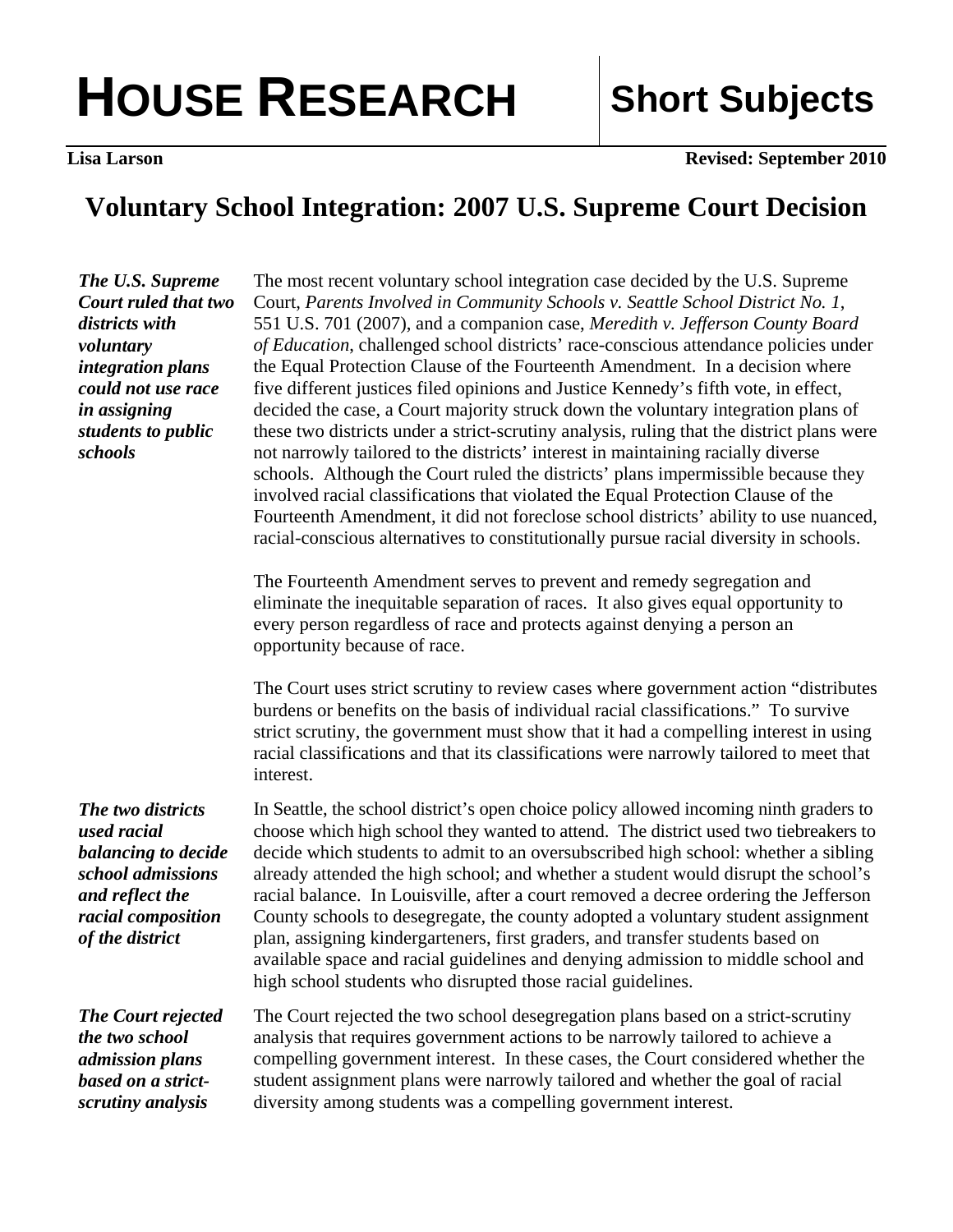# HOUSE RESEARCH | Short Subjects

**Lisa Larson** **Revised: September 2010**

## Voluntary School Integration: 2007 U.S. Supreme Court Decision

***The U.S. Supreme Court ruled that two districts with voluntary integration plans could not use race in assigning students to public schools***

The most recent voluntary school integration case decided by the U.S. Supreme Court, *Parents Involved in Community Schools v. Seattle School District No. 1*, 551 U.S. 701 (2007), and a companion case, *Meredith v. Jefferson County Board of Education*, challenged school districts' race-conscious attendance policies under the Equal Protection Clause of the Fourteenth Amendment. In a decision where five different justices filed opinions and Justice Kennedy's fifth vote, in effect, decided the case, a Court majority struck down the voluntary integration plans of these two districts under a strict-scrutiny analysis, ruling that the district plans were not narrowly tailored to the districts' interest in maintaining racially diverse schools. Although the Court ruled the districts' plans impermissible because they involved racial classifications that violated the Equal Protection Clause of the Fourteenth Amendment, it did not foreclose school districts' ability to use nuanced, racial-conscious alternatives to constitutionally pursue racial diversity in schools.

The Fourteenth Amendment serves to prevent and remedy segregation and eliminate the inequitable separation of races. It also gives equal opportunity to every person regardless of race and protects against denying a person an opportunity because of race.

The Court uses strict scrutiny to review cases where government action "distributes burdens or benefits on the basis of individual racial classifications." To survive strict scrutiny, the government must show that it had a compelling interest in using racial classifications and that its classifications were narrowly tailored to meet that interest.

***The two districts used racial balancing to decide school admissions and reflect the racial composition of the district***

In Seattle, the school district's open choice policy allowed incoming ninth graders to choose which high school they wanted to attend. The district used two tiebreakers to decide which students to admit to an oversubscribed high school: whether a sibling already attended the high school; and whether a student would disrupt the school's racial balance. In Louisville, after a court removed a decree ordering the Jefferson County schools to desegregate, the county adopted a voluntary student assignment plan, assigning kindergarteners, first graders, and transfer students based on available space and racial guidelines and denying admission to middle school and high school students who disrupted those racial guidelines.

***The Court rejected the two school admission plans based on a strict-scrutiny analysis***

The Court rejected the two school desegregation plans based on a strict-scrutiny analysis that requires government actions to be narrowly tailored to achieve a compelling government interest. In these cases, the Court considered whether the student assignment plans were narrowly tailored and whether the goal of racial diversity among students was a compelling government interest.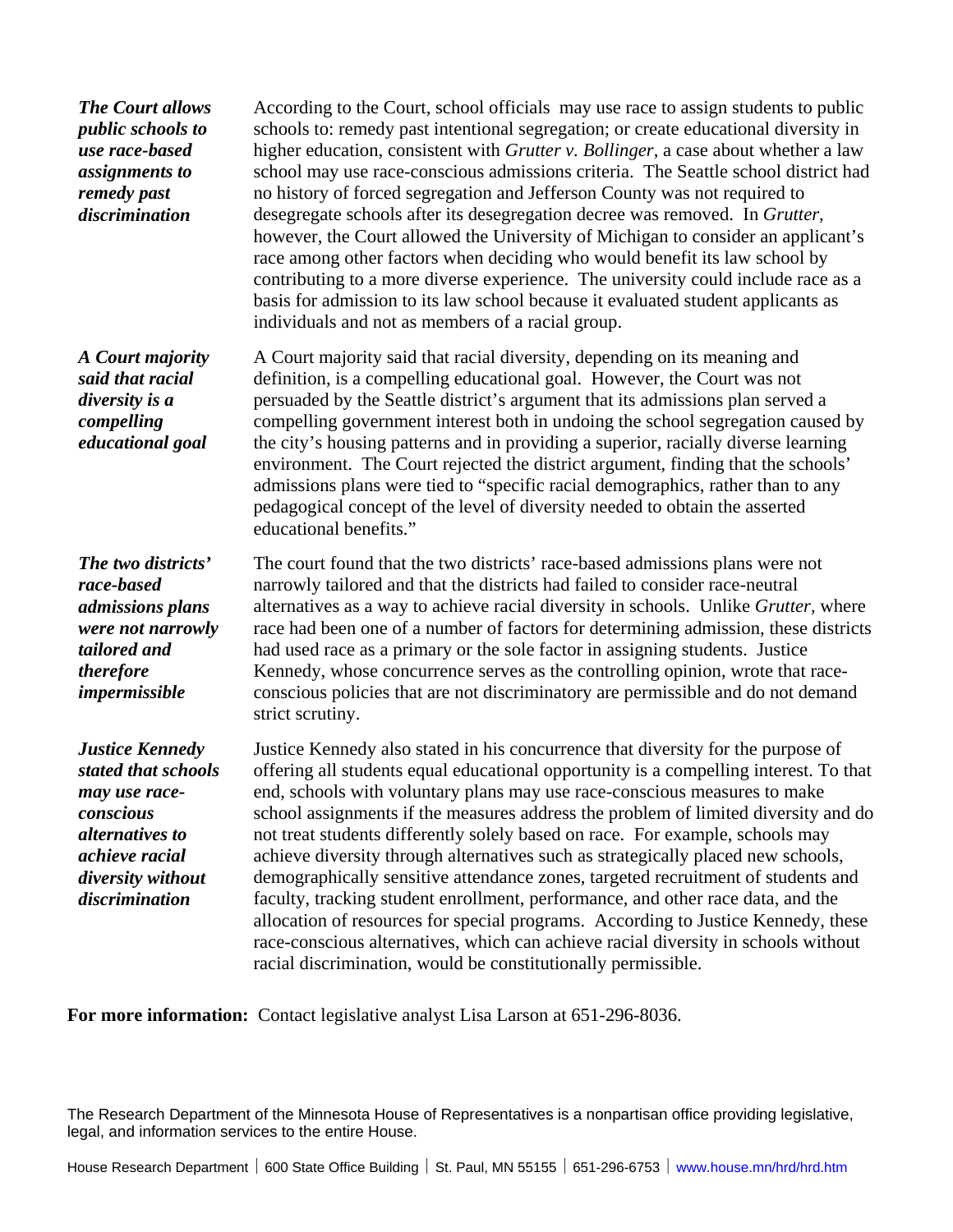*The Court allows public schools to use race-based assignments to remedy past discrimination*

According to the Court, school officials may use race to assign students to public schools to: remedy past intentional segregation; or create educational diversity in higher education, consistent with *Grutter v. Bollinger*, a case about whether a law school may use race-conscious admissions criteria. The Seattle school district had no history of forced segregation and Jefferson County was not required to desegregate schools after its desegregation decree was removed. In *Grutter*, however, the Court allowed the University of Michigan to consider an applicant's race among other factors when deciding who would benefit its law school by contributing to a more diverse experience. The university could include race as a basis for admission to its law school because it evaluated student applicants as individuals and not as members of a racial group.

*A Court majority said that racial diversity is a compelling educational goal*

A Court majority said that racial diversity, depending on its meaning and definition, is a compelling educational goal. However, the Court was not persuaded by the Seattle district's argument that its admissions plan served a compelling government interest both in undoing the school segregation caused by the city's housing patterns and in providing a superior, racially diverse learning environment. The Court rejected the district argument, finding that the schools' admissions plans were tied to "specific racial demographics, rather than to any pedagogical concept of the level of diversity needed to obtain the asserted educational benefits."

*The two districts' race-based admissions plans were not narrowly tailored and therefore impermissible*

The court found that the two districts' race-based admissions plans were not narrowly tailored and that the districts had failed to consider race-neutral alternatives as a way to achieve racial diversity in schools. Unlike *Grutter*, where race had been one of a number of factors for determining admission, these districts had used race as a primary or the sole factor in assigning students. Justice Kennedy, whose concurrence serves as the controlling opinion, wrote that race-conscious policies that are not discriminatory are permissible and do not demand strict scrutiny.

*Justice Kennedy stated that schools may use race-conscious alternatives to achieve racial diversity without discrimination*

Justice Kennedy also stated in his concurrence that diversity for the purpose of offering all students equal educational opportunity is a compelling interest. To that end, schools with voluntary plans may use race-conscious measures to make school assignments if the measures address the problem of limited diversity and do not treat students differently solely based on race. For example, schools may achieve diversity through alternatives such as strategically placed new schools, demographically sensitive attendance zones, targeted recruitment of students and faculty, tracking student enrollment, performance, and other race data, and the allocation of resources for special programs. According to Justice Kennedy, these race-conscious alternatives, which can achieve racial diversity in schools without racial discrimination, would be constitutionally permissible.

**For more information:** Contact legislative analyst Lisa Larson at 651-296-8036.

The Research Department of the Minnesota House of Representatives is a nonpartisan office providing legislative, legal, and information services to the entire House.

House Research Department | 600 State Office Building | St. Paul, MN 55155 | 651-296-6753 | www.house.mn/hrd/hrd.htm